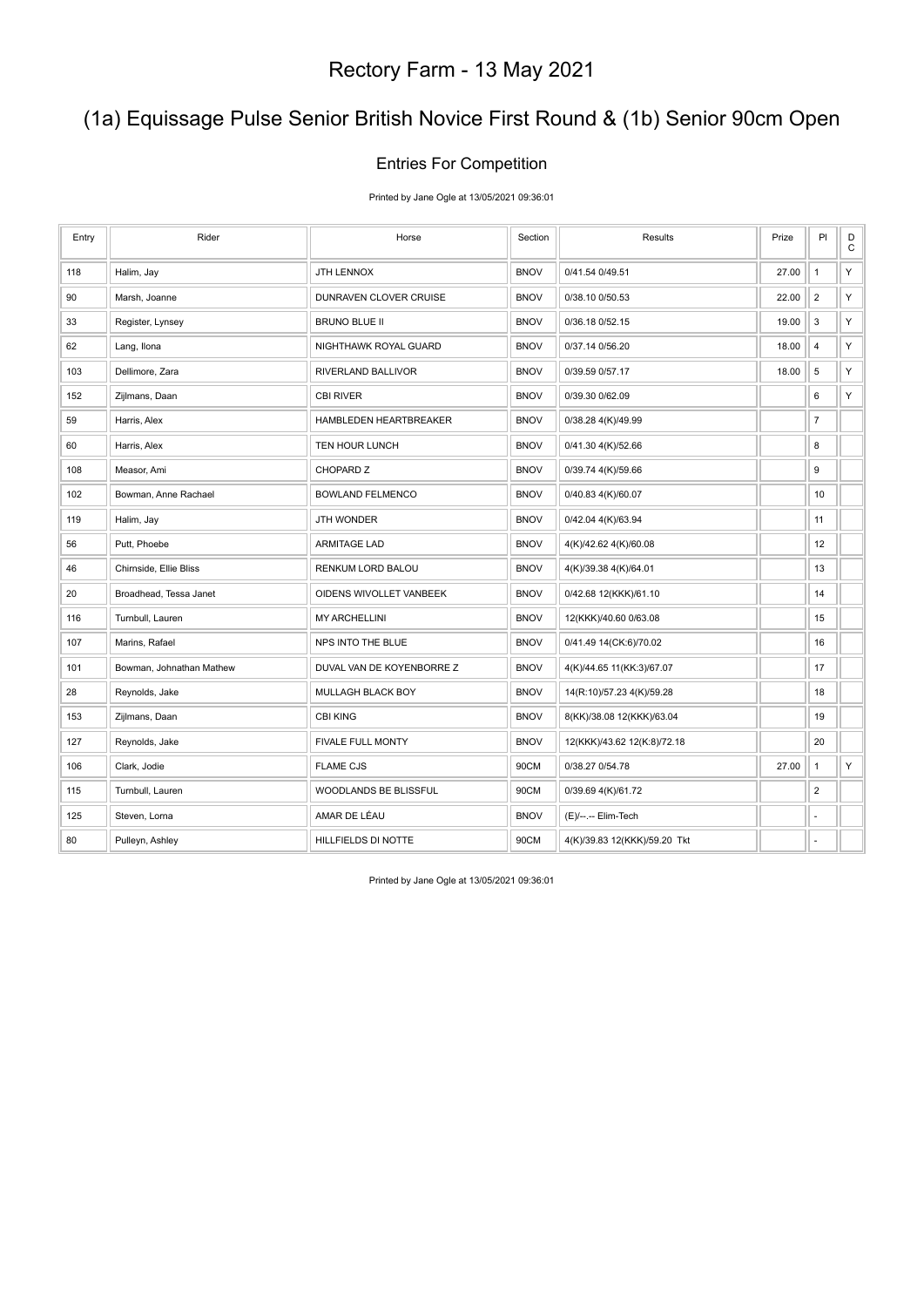# Rectory Farm - 13 May 2021

## (1a) Equissage Pulse Senior British Novice First Round & (1b) Senior 90cm Open

### Entries For Competition

Printed by Jane Ogle at 13/05/2021 09:36:01

| Entry | Rider | Horse | Section | Results | Prize | Pl | DC |
|---|---|---|---|---|---|---|---|
| 118 | Halim, Jay | JTH LENNOX | BNOV | 0/41.54 0/49.51 | 27.00 | 1 | Y |
| 90 | Marsh, Joanne | DUNRAVEN CLOVER CRUISE | BNOV | 0/38.10 0/50.53 | 22.00 | 2 | Y |
| 33 | Register, Lynsey | BRUNO BLUE II | BNOV | 0/36.18 0/52.15 | 19.00 | 3 | Y |
| 62 | Lang, Ilona | NIGHTHAWK ROYAL GUARD | BNOV | 0/37.14 0/56.20 | 18.00 | 4 | Y |
| 103 | Dellimore, Zara | RIVERLAND BALLIVOR | BNOV | 0/39.59 0/57.17 | 18.00 | 5 | Y |
| 152 | Zijlmans, Daan | CBI RIVER | BNOV | 0/39.30 0/62.09 | | 6 | Y |
| 59 | Harris, Alex | HAMBLEDEN HEARTBREAKER | BNOV | 0/38.28 4(K)/49.99 | | 7 | |
| 60 | Harris, Alex | TEN HOUR LUNCH | BNOV | 0/41.30 4(K)/52.66 | | 8 | |
| 108 | Measor, Ami | CHOPARD Z | BNOV | 0/39.74 4(K)/59.66 | | 9 | |
| 102 | Bowman, Anne Rachael | BOWLAND FELMENCO | BNOV | 0/40.83 4(K)/60.07 | | 10 | |
| 119 | Halim, Jay | JTH WONDER | BNOV | 0/42.04 4(K)/63.94 | | 11 | |
| 56 | Putt, Phoebe | ARMITAGE LAD | BNOV | 4(K)/42.62 4(K)/60.08 | | 12 | |
| 46 | Chirnside, Ellie Bliss | RENKUM LORD BALOU | BNOV | 4(K)/39.38 4(K)/64.01 | | 13 | |
| 20 | Broadhead, Tessa Janet | OIDENS WIVOLLET VANBEEK | BNOV | 0/42.68 12(KKK)/61.10 | | 14 | |
| 116 | Turnbull, Lauren | MY ARCHELLINI | BNOV | 12(KKK)/40.60 0/63.08 | | 15 | |
| 107 | Marins, Rafael | NPS INTO THE BLUE | BNOV | 0/41.49 14(CK:6)/70.02 | | 16 | |
| 101 | Bowman, Johnathan Mathew | DUVAL VAN DE KOYENBORRE Z | BNOV | 4(K)/44.65 11(KK:3)/67.07 | | 17 | |
| 28 | Reynolds, Jake | MULLAGH BLACK BOY | BNOV | 14(R:10)/57.23 4(K)/59.28 | | 18 | |
| 153 | Zijlmans, Daan | CBI KING | BNOV | 8(KK)/38.08 12(KKK)/63.04 | | 19 | |
| 127 | Reynolds, Jake | FIVALE FULL MONTY | BNOV | 12(KKK)/43.62 12(K:8)/72.18 | | 20 | |
| 106 | Clark, Jodie | FLAME CJS | 90CM | 0/38.27 0/54.78 | 27.00 | 1 | Y |
| 115 | Turnbull, Lauren | WOODLANDS BE BLISSFUL | 90CM | 0/39.69 4(K)/61.72 | | 2 | |
| 125 | Steven, Lorna | AMAR DE LÉAU | BNOV | (E)/--.-- Elim-Tech | | - | |
| 80 | Pulleyn, Ashley | HILLFIELDS DI NOTTE | 90CM | 4(K)/39.83 12(KKK)/59.20 Tkt | | - | |

Printed by Jane Ogle at 13/05/2021 09:36:01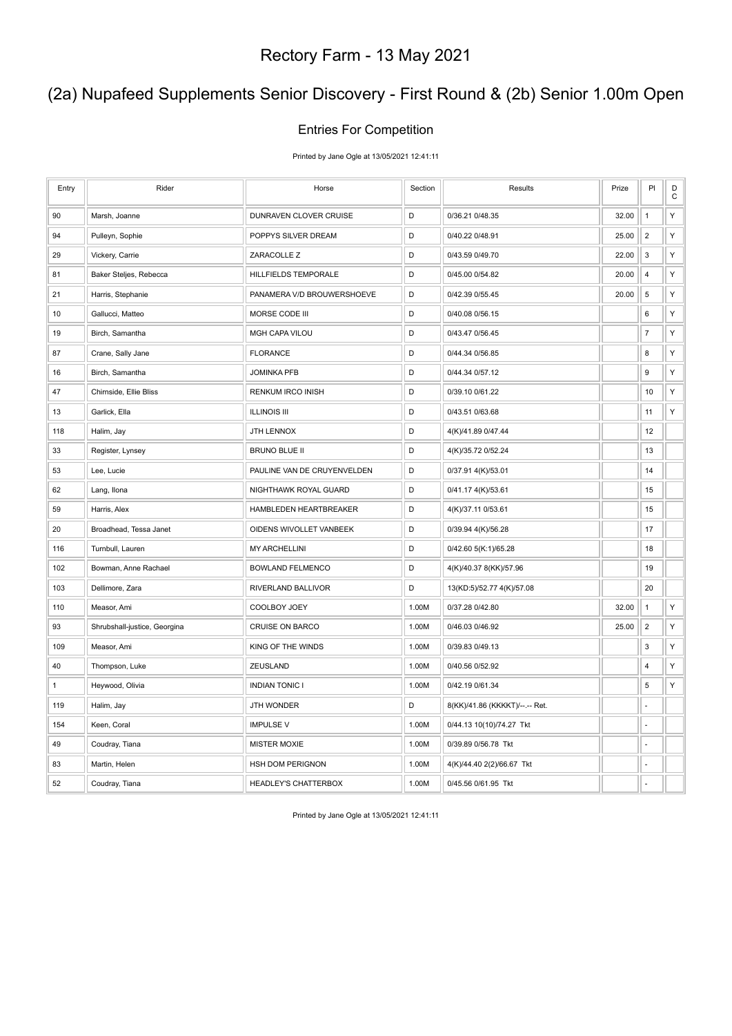# Rectory Farm - 13 May 2021

## (2a) Nupafeed Supplements Senior Discovery - First Round & (2b) Senior 1.00m Open

### Entries For Competition

Printed by Jane Ogle at 13/05/2021 12:41:11

| Entry | Rider | Horse | Section | Results | Prize | Pl | DC |
|---|---|---|---|---|---|---|---|
| 90 | Marsh, Joanne | DUNRAVEN CLOVER CRUISE | D | 0/36.21 0/48.35 | 32.00 | 1 | Y |
| 94 | Pulleyn, Sophie | POPPYS SILVER DREAM | D | 0/40.22 0/48.91 | 25.00 | 2 | Y |
| 29 | Vickery, Carrie | ZARACOLLE Z | D | 0/43.59 0/49.70 | 22.00 | 3 | Y |
| 81 | Baker Steljes, Rebecca | HILLFIELDS TEMPORALE | D | 0/45.00 0/54.82 | 20.00 | 4 | Y |
| 21 | Harris, Stephanie | PANAMERA V/D BROUWERSHOEVE | D | 0/42.39 0/55.45 | 20.00 | 5 | Y |
| 10 | Gallucci, Matteo | MORSE CODE III | D | 0/40.08 0/56.15 | | 6 | Y |
| 19 | Birch, Samantha | MGH CAPA VILOU | D | 0/43.47 0/56.45 | | 7 | Y |
| 87 | Crane, Sally Jane | FLORANCE | D | 0/44.34 0/56.85 | | 8 | Y |
| 16 | Birch, Samantha | JOMINKA PFB | D | 0/44.34 0/57.12 | | 9 | Y |
| 47 | Chirnside, Ellie Bliss | RENKUM IRCO INISH | D | 0/39.10 0/61.22 | | 10 | Y |
| 13 | Garlick, Ella | ILLINOIS III | D | 0/43.51 0/63.68 | | 11 | Y |
| 118 | Halim, Jay | JTH LENNOX | D | 4(K)/41.89 0/47.44 | | 12 | |
| 33 | Register, Lynsey | BRUNO BLUE II | D | 4(K)/35.72 0/52.24 | | 13 | |
| 53 | Lee, Lucie | PAULINE VAN DE CRUYENVELDEN | D | 0/37.91 4(K)/53.01 | | 14 | |
| 62 | Lang, Ilona | NIGHTHAWK ROYAL GUARD | D | 0/41.17 4(K)/53.61 | | 15 | |
| 59 | Harris, Alex | HAMBLEDEN HEARTBREAKER | D | 4(K)/37.11 0/53.61 | | 15 | |
| 20 | Broadhead, Tessa Janet | OIDENS WIVOLLET VANBEEK | D | 0/39.94 4(K)/56.28 | | 17 | |
| 116 | Turnbull, Lauren | MY ARCHELLINI | D | 0/42.60 5(K:1)/65.28 | | 18 | |
| 102 | Bowman, Anne Rachael | BOWLAND FELMENCO | D | 4(K)/40.37 8(KK)/57.96 | | 19 | |
| 103 | Dellimore, Zara | RIVERLAND BALLIVOR | D | 13(KD:5)/52.77 4(K)/57.08 | | 20 | |
| 110 | Measor, Ami | COOLBOY JOEY | 1.00M | 0/37.28 0/42.80 | 32.00 | 1 | Y |
| 93 | Shrubshall-justice, Georgina | CRUISE ON BARCO | 1.00M | 0/46.03 0/46.92 | 25.00 | 2 | Y |
| 109 | Measor, Ami | KING OF THE WINDS | 1.00M | 0/39.83 0/49.13 | | 3 | Y |
| 40 | Thompson, Luke | ZEUSLAND | 1.00M | 0/40.56 0/52.92 | | 4 | Y |
| 1 | Heywood, Olivia | INDIAN TONIC I | 1.00M | 0/42.19 0/61.34 | | 5 | Y |
| 119 | Halim, Jay | JTH WONDER | D | 8(KK)/41.86 (KKKKT)/--.-- Ret. | | - | |
| 154 | Keen, Coral | IMPULSE V | 1.00M | 0/44.13 10(10)/74.27 Tkt | | - | |
| 49 | Coudray, Tiana | MISTER MOXIE | 1.00M | 0/39.89 0/56.78 Tkt | | - | |
| 83 | Martin, Helen | HSH DOM PERIGNON | 1.00M | 4(K)/44.40 2(2)/66.67 Tkt | | - | |
| 52 | Coudray, Tiana | HEADLEY'S CHATTERBOX | 1.00M | 0/45.56 0/61.95 Tkt | | - | |

Printed by Jane Ogle at 13/05/2021 12:41:11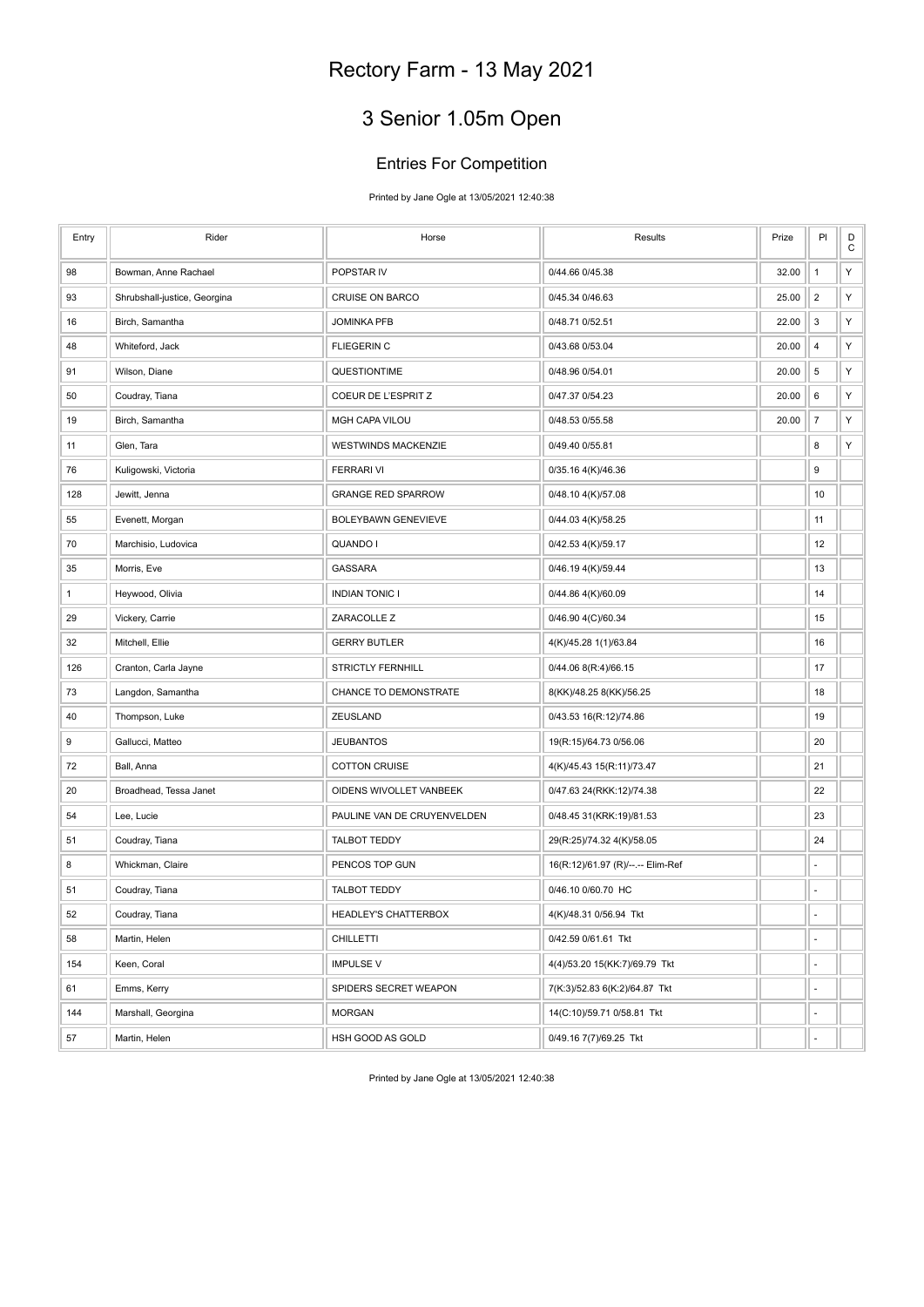# Rectory Farm - 13 May 2021

## 3 Senior 1.05m Open

### Entries For Competition

Printed by Jane Ogle at 13/05/2021 12:40:38

| Entry | Rider | Horse | Results | Prize | Pl | D C |
|---|---|---|---|---|---|---|
| 98 | Bowman, Anne Rachael | POPSTAR IV | 0/44.66 0/45.38 | 32.00 | 1 | Y |
| 93 | Shrubshall-justice, Georgina | CRUISE ON BARCO | 0/45.34 0/46.63 | 25.00 | 2 | Y |
| 16 | Birch, Samantha | JOMINKA PFB | 0/48.71 0/52.51 | 22.00 | 3 | Y |
| 48 | Whiteford, Jack | FLIEGERIN C | 0/43.68 0/53.04 | 20.00 | 4 | Y |
| 91 | Wilson, Diane | QUESTIONTIME | 0/48.96 0/54.01 | 20.00 | 5 | Y |
| 50 | Coudray, Tiana | COEUR DE L'ESPRIT Z | 0/47.37 0/54.23 | 20.00 | 6 | Y |
| 19 | Birch, Samantha | MGH CAPA VILOU | 0/48.53 0/55.58 | 20.00 | 7 | Y |
| 11 | Glen, Tara | WESTWINDS MACKENZIE | 0/49.40 0/55.81 | | 8 | Y |
| 76 | Kuligowski, Victoria | FERRARI VI | 0/35.16 4(K)/46.36 | | 9 | |
| 128 | Jewitt, Jenna | GRANGE RED SPARROW | 0/48.10 4(K)/57.08 | | 10 | |
| 55 | Evenett, Morgan | BOLEYBAWN GENEVIEVE | 0/44.03 4(K)/58.25 | | 11 | |
| 70 | Marchisio, Ludovica | QUANDO I | 0/42.53 4(K)/59.17 | | 12 | |
| 35 | Morris, Eve | GASSARA | 0/46.19 4(K)/59.44 | | 13 | |
| 1 | Heywood, Olivia | INDIAN TONIC I | 0/44.86 4(K)/60.09 | | 14 | |
| 29 | Vickery, Carrie | ZARACOLLE Z | 0/46.90 4(C)/60.34 | | 15 | |
| 32 | Mitchell, Ellie | GERRY BUTLER | 4(K)/45.28 1(1)/63.84 | | 16 | |
| 126 | Cranton, Carla Jayne | STRICTLY FERNHILL | 0/44.06 8(R:4)/66.15 | | 17 | |
| 73 | Langdon, Samantha | CHANCE TO DEMONSTRATE | 8(KK)/48.25 8(KK)/56.25 | | 18 | |
| 40 | Thompson, Luke | ZEUSLAND | 0/43.53 16(R:12)/74.86 | | 19 | |
| 9 | Gallucci, Matteo | JEUBANTOS | 19(R:15)/64.73 0/56.06 | | 20 | |
| 72 | Ball, Anna | COTTON CRUISE | 4(K)/45.43 15(R:11)/73.47 | | 21 | |
| 20 | Broadhead, Tessa Janet | OIDENS WIVOLLET VANBEEK | 0/47.63 24(RKK:12)/74.38 | | 22 | |
| 54 | Lee, Lucie | PAULINE VAN DE CRUYENVELDEN | 0/48.45 31(KRK:19)/81.53 | | 23 | |
| 51 | Coudray, Tiana | TALBOT TEDDY | 29(R:25)/74.32 4(K)/58.05 | | 24 | |
| 8 | Whickman, Claire | PENCOS TOP GUN | 16(R:12)/61.97 (R)/--.-- Elim-Ref | | - | |
| 51 | Coudray, Tiana | TALBOT TEDDY | 0/46.10 0/60.70 HC | | - | |
| 52 | Coudray, Tiana | HEADLEY'S CHATTERBOX | 4(K)/48.31 0/56.94 Tkt | | - | |
| 58 | Martin, Helen | CHILLETTI | 0/42.59 0/61.61 Tkt | | - | |
| 154 | Keen, Coral | IMPULSE V | 4(4)/53.20 15(KK:7)/69.79 Tkt | | - | |
| 61 | Emms, Kerry | SPIDERS SECRET WEAPON | 7(K:3)/52.83 6(K:2)/64.87 Tkt | | - | |
| 144 | Marshall, Georgina | MORGAN | 14(C:10)/59.71 0/58.81 Tkt | | - | |
| 57 | Martin, Helen | HSH GOOD AS GOLD | 0/49.16 7(7)/69.25 Tkt | | - | |

Printed by Jane Ogle at 13/05/2021 12:40:38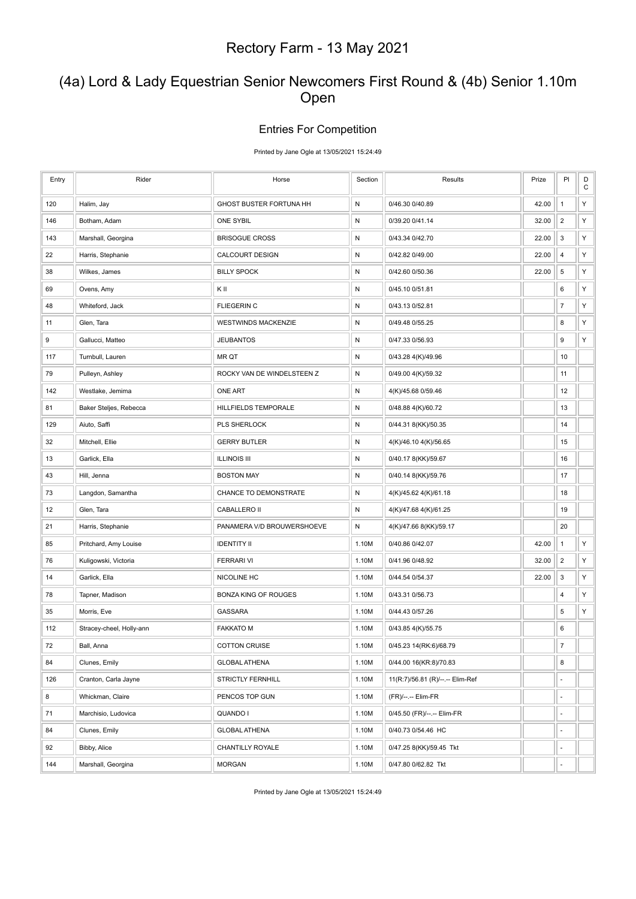# Rectory Farm - 13 May 2021

## (4a) Lord & Lady Equestrian Senior Newcomers First Round & (4b) Senior 1.10m Open

### Entries For Competition

Printed by Jane Ogle at 13/05/2021 15:24:49

| Entry | Rider | Horse | Section | Results | Prize | Pl | DC |
|---|---|---|---|---|---|---|---|
| 120 | Halim, Jay | GHOST BUSTER FORTUNA HH | N | 0/46.30 0/40.89 | 42.00 | 1 | Y |
| 146 | Botham, Adam | ONE SYBIL | N | 0/39.20 0/41.14 | 32.00 | 2 | Y |
| 143 | Marshall, Georgina | BRISOGUE CROSS | N | 0/43.34 0/42.70 | 22.00 | 3 | Y |
| 22 | Harris, Stephanie | CALCOURT DESIGN | N | 0/42.82 0/49.00 | 22.00 | 4 | Y |
| 38 | Wilkes, James | BILLY SPOCK | N | 0/42.60 0/50.36 | 22.00 | 5 | Y |
| 69 | Ovens, Amy | K II | N | 0/45.10 0/51.81 | | 6 | Y |
| 48 | Whiteford, Jack | FLIEGERIN C | N | 0/43.13 0/52.81 | | 7 | Y |
| 11 | Glen, Tara | WESTWINDS MACKENZIE | N | 0/49.48 0/55.25 | | 8 | Y |
| 9 | Gallucci, Matteo | JEUBANTOS | N | 0/47.33 0/56.93 | | 9 | Y |
| 117 | Turnbull, Lauren | MR QT | N | 0/43.28 4(K)/49.96 | | 10 | |
| 79 | Pulleyn, Ashley | ROCKY VAN DE WINDELSTEEN Z | N | 0/49.00 4(K)/59.32 | | 11 | |
| 142 | Westlake, Jemima | ONE ART | N | 4(K)/45.68 0/59.46 | | 12 | |
| 81 | Baker Steljes, Rebecca | HILLFIELDS TEMPORALE | N | 0/48.88 4(K)/60.72 | | 13 | |
| 129 | Aiuto, Saffi | PLS SHERLOCK | N | 0/44.31 8(KK)/50.35 | | 14 | |
| 32 | Mitchell, Ellie | GERRY BUTLER | N | 4(K)/46.10 4(K)/56.65 | | 15 | |
| 13 | Garlick, Ella | ILLINOIS III | N | 0/40.17 8(KK)/59.67 | | 16 | |
| 43 | Hill, Jenna | BOSTON MAY | N | 0/40.14 8(KK)/59.76 | | 17 | |
| 73 | Langdon, Samantha | CHANCE TO DEMONSTRATE | N | 4(K)/45.62 4(K)/61.18 | | 18 | |
| 12 | Glen, Tara | CABALLERO II | N | 4(K)/47.68 4(K)/61.25 | | 19 | |
| 21 | Harris, Stephanie | PANAMERA V/D BROUWERSHOEVE | N | 4(K)/47.66 8(KK)/59.17 | | 20 | |
| 85 | Pritchard, Amy Louise | IDENTITY II | 1.10M | 0/40.86 0/42.07 | 42.00 | 1 | Y |
| 76 | Kuligowski, Victoria | FERRARI VI | 1.10M | 0/41.96 0/48.92 | 32.00 | 2 | Y |
| 14 | Garlick, Ella | NICOLINE HC | 1.10M | 0/44.54 0/54.37 | 22.00 | 3 | Y |
| 78 | Tapner, Madison | BONZA KING OF ROUGES | 1.10M | 0/43.31 0/56.73 | | 4 | Y |
| 35 | Morris, Eve | GASSARA | 1.10M | 0/44.43 0/57.26 | | 5 | Y |
| 112 | Stracey-cheel, Holly-ann | FAKKATO M | 1.10M | 0/43.85 4(K)/55.75 | | 6 | |
| 72 | Ball, Anna | COTTON CRUISE | 1.10M | 0/45.23 14(RK:6)/68.79 | | 7 | |
| 84 | Clunes, Emily | GLOBAL ATHENA | 1.10M | 0/44.00 16(KR:8)/70.83 | | 8 | |
| 126 | Cranton, Carla Jayne | STRICTLY FERNHILL | 1.10M | 11(R:7)/56.81 (R)/--.-- Elim-Ref | | - | |
| 8 | Whickman, Claire | PENCOS TOP GUN | 1.10M | (FR)/--.-- Elim-FR | | - | |
| 71 | Marchisio, Ludovica | QUANDO I | 1.10M | 0/45.50 (FR)/--.-- Elim-FR | | - | |
| 84 | Clunes, Emily | GLOBAL ATHENA | 1.10M | 0/40.73 0/54.46 HC | | - | |
| 92 | Bibby, Alice | CHANTILLY ROYALE | 1.10M | 0/47.25 8(KK)/59.45 Tkt | | - | |
| 144 | Marshall, Georgina | MORGAN | 1.10M | 0/47.80 0/62.82 Tkt | | - | |

Printed by Jane Ogle at 13/05/2021 15:24:49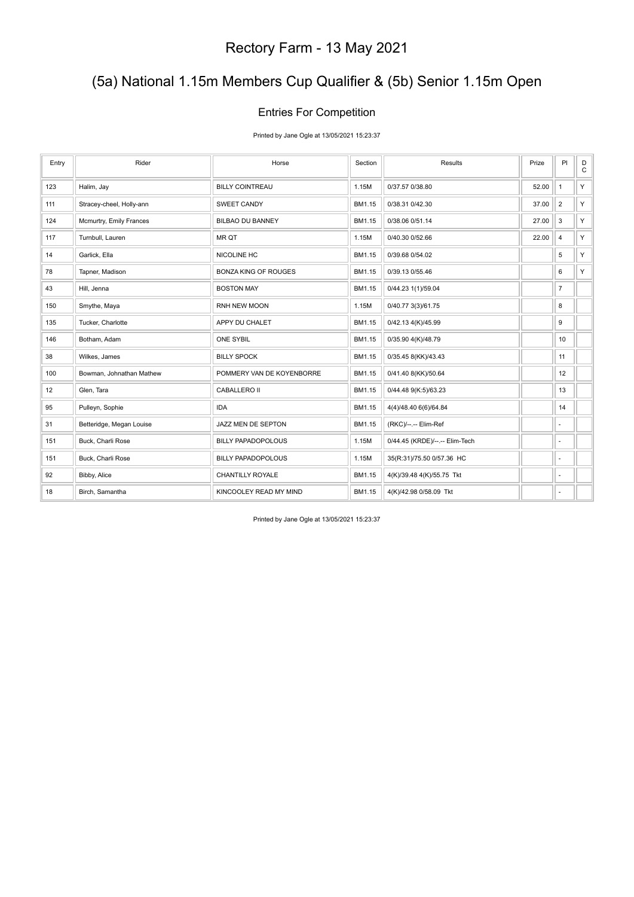# Rectory Farm - 13 May 2021

## (5a) National 1.15m Members Cup Qualifier & (5b) Senior 1.15m Open

### Entries For Competition

Printed by Jane Ogle at 13/05/2021 15:23:37

| Entry | Rider | Horse | Section | Results | Prize | Pl | DC |
|---|---|---|---|---|---|---|---|
| 123 | Halim, Jay | BILLY COINTREAU | 1.15M | 0/37.57 0/38.80 | 52.00 | 1 | Y |
| 111 | Stracey-cheel, Holly-ann | SWEET CANDY | BM1.15 | 0/38.31 0/42.30 | 37.00 | 2 | Y |
| 124 | Mcmurtry, Emily Frances | BILBAO DU BANNEY | BM1.15 | 0/38.06 0/51.14 | 27.00 | 3 | Y |
| 117 | Turnbull, Lauren | MR QT | 1.15M | 0/40.30 0/52.66 | 22.00 | 4 | Y |
| 14 | Garlick, Ella | NICOLINE HC | BM1.15 | 0/39.68 0/54.02 | | 5 | Y |
| 78 | Tapner, Madison | BONZA KING OF ROUGES | BM1.15 | 0/39.13 0/55.46 | | 6 | Y |
| 43 | Hill, Jenna | BOSTON MAY | BM1.15 | 0/44.23 1(1)/59.04 | | 7 | |
| 150 | Smythe, Maya | RNH NEW MOON | 1.15M | 0/40.77 3(3)/61.75 | | 8 | |
| 135 | Tucker, Charlotte | APPY DU CHALET | BM1.15 | 0/42.13 4(K)/45.99 | | 9 | |
| 146 | Botham, Adam | ONE SYBIL | BM1.15 | 0/35.90 4(K)/48.79 | | 10 | |
| 38 | Wilkes, James | BILLY SPOCK | BM1.15 | 0/35.45 8(KK)/43.43 | | 11 | |
| 100 | Bowman, Johnathan Mathew | POMMERY VAN DE KOYENBORRE | BM1.15 | 0/41.40 8(KK)/50.64 | | 12 | |
| 12 | Glen, Tara | CABALLERO II | BM1.15 | 0/44.48 9(K:5)/63.23 | | 13 | |
| 95 | Pulleyn, Sophie | IDA | BM1.15 | 4(4)/48.40 6(6)/64.84 | | 14 | |
| 31 | Betteridge, Megan Louise | JAZZ MEN DE SEPTON | BM1.15 | (RKC)/--.-- Elim-Ref | | - | |
| 151 | Buck, Charli Rose | BILLY PAPADOPOLOUS | 1.15M | 0/44.45 (KRDE)/--.-- Elim-Tech | | - | |
| 151 | Buck, Charli Rose | BILLY PAPADOPOLOUS | 1.15M | 35(R:31)/75.50 0/57.36 HC | | - | |
| 92 | Bibby, Alice | CHANTILLY ROYALE | BM1.15 | 4(K)/39.48 4(K)/55.75 Tkt | | - | |
| 18 | Birch, Samantha | KINCOOLEY READ MY MIND | BM1.15 | 4(K)/42.98 0/58.09 Tkt | | - | |

Printed by Jane Ogle at 13/05/2021 15:23:37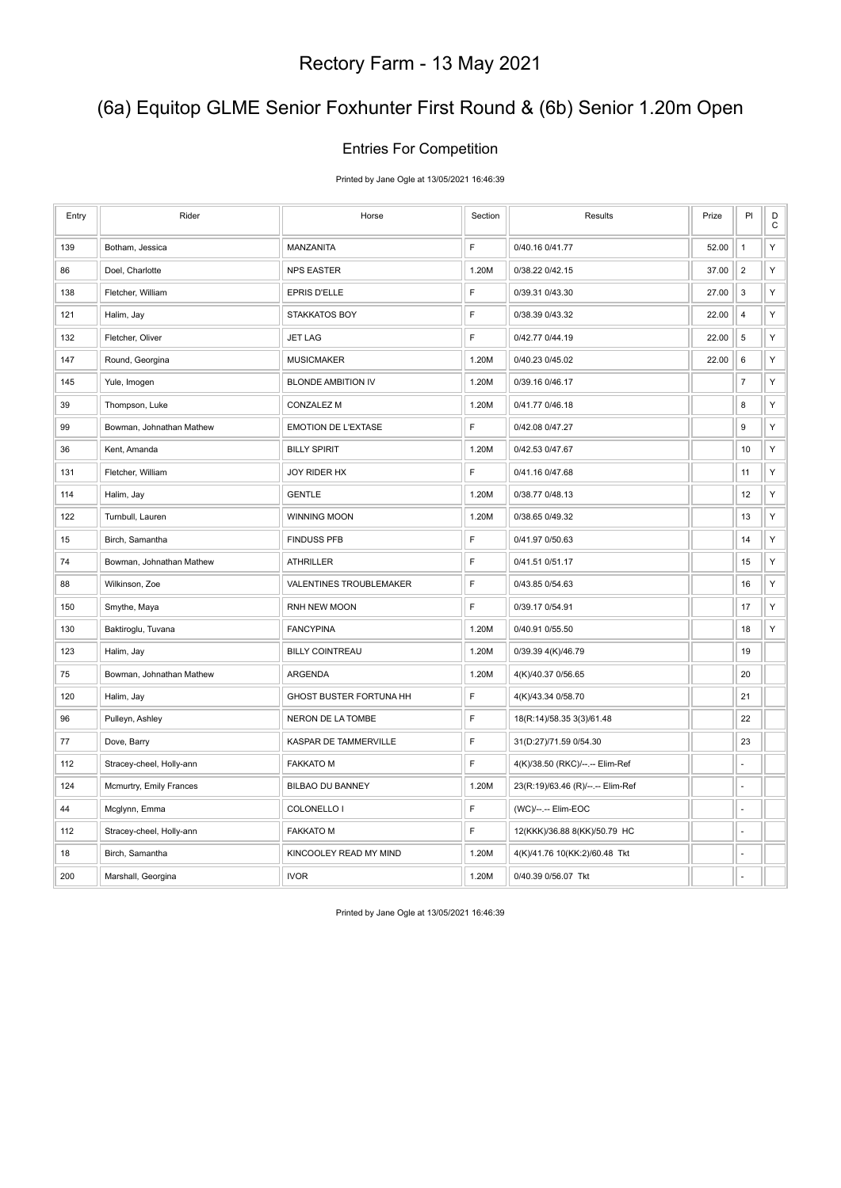# Rectory Farm - 13 May 2021

## (6a) Equitop GLME Senior Foxhunter First Round & (6b) Senior 1.20m Open

### Entries For Competition

Printed by Jane Ogle at 13/05/2021 16:46:39

| Entry | Rider | Horse | Section | Results | Prize | Pl | DC |
|---|---|---|---|---|---|---|---|
| 139 | Botham, Jessica | MANZANITA | F | 0/40.16 0/41.77 | 52.00 | 1 | Y |
| 86 | Doel, Charlotte | NPS EASTER | 1.20M | 0/38.22 0/42.15 | 37.00 | 2 | Y |
| 138 | Fletcher, William | EPRIS D'ELLE | F | 0/39.31 0/43.30 | 27.00 | 3 | Y |
| 121 | Halim, Jay | STAKKATOS BOY | F | 0/38.39 0/43.32 | 22.00 | 4 | Y |
| 132 | Fletcher, Oliver | JET LAG | F | 0/42.77 0/44.19 | 22.00 | 5 | Y |
| 147 | Round, Georgina | MUSICMAKER | 1.20M | 0/40.23 0/45.02 | 22.00 | 6 | Y |
| 145 | Yule, Imogen | BLONDE AMBITION IV | 1.20M | 0/39.16 0/46.17 | | 7 | Y |
| 39 | Thompson, Luke | CONZALEZ M | 1.20M | 0/41.77 0/46.18 | | 8 | Y |
| 99 | Bowman, Johnathan Mathew | EMOTION DE L'EXTASE | F | 0/42.08 0/47.27 | | 9 | Y |
| 36 | Kent, Amanda | BILLY SPIRIT | 1.20M | 0/42.53 0/47.67 | | 10 | Y |
| 131 | Fletcher, William | JOY RIDER HX | F | 0/41.16 0/47.68 | | 11 | Y |
| 114 | Halim, Jay | GENTLE | 1.20M | 0/38.77 0/48.13 | | 12 | Y |
| 122 | Turnbull, Lauren | WINNING MOON | 1.20M | 0/38.65 0/49.32 | | 13 | Y |
| 15 | Birch, Samantha | FINDUSS PFB | F | 0/41.97 0/50.63 | | 14 | Y |
| 74 | Bowman, Johnathan Mathew | ATHRILLER | F | 0/41.51 0/51.17 | | 15 | Y |
| 88 | Wilkinson, Zoe | VALENTINES TROUBLEMAKER | F | 0/43.85 0/54.63 | | 16 | Y |
| 150 | Smythe, Maya | RNH NEW MOON | F | 0/39.17 0/54.91 | | 17 | Y |
| 130 | Baktiroglu, Tuvana | FANCYPINA | 1.20M | 0/40.91 0/55.50 | | 18 | Y |
| 123 | Halim, Jay | BILLY COINTREAU | 1.20M | 0/39.39 4(K)/46.79 | | 19 | |
| 75 | Bowman, Johnathan Mathew | ARGENDA | 1.20M | 4(K)/40.37 0/56.65 | | 20 | |
| 120 | Halim, Jay | GHOST BUSTER FORTUNA HH | F | 4(K)/43.34 0/58.70 | | 21 | |
| 96 | Pulleyn, Ashley | NERON DE LA TOMBE | F | 18(R:14)/58.35 3(3)/61.48 | | 22 | |
| 77 | Dove, Barry | KASPAR DE TAMMERVILLE | F | 31(D:27)/71.59 0/54.30 | | 23 | |
| 112 | Stracey-cheel, Holly-ann | FAKKATO M | F | 4(K)/38.50 (RKC)/--.-- Elim-Ref | | - | |
| 124 | Mcmurtry, Emily Frances | BILBAO DU BANNEY | 1.20M | 23(R:19)/63.46 (R)/--.-- Elim-Ref | | - | |
| 44 | Mcglynn, Emma | COLONELLO I | F | (WC)/--.-- Elim-EOC | | - | |
| 112 | Stracey-cheel, Holly-ann | FAKKATO M | F | 12(KKK)/36.88 8(KK)/50.79 HC | | - | |
| 18 | Birch, Samantha | KINCOOLEY READ MY MIND | 1.20M | 4(K)/41.76 10(KK:2)/60.48 Tkt | | - | |
| 200 | Marshall, Georgina | IVOR | 1.20M | 0/40.39 0/56.07 Tkt | | - | |

Printed by Jane Ogle at 13/05/2021 16:46:39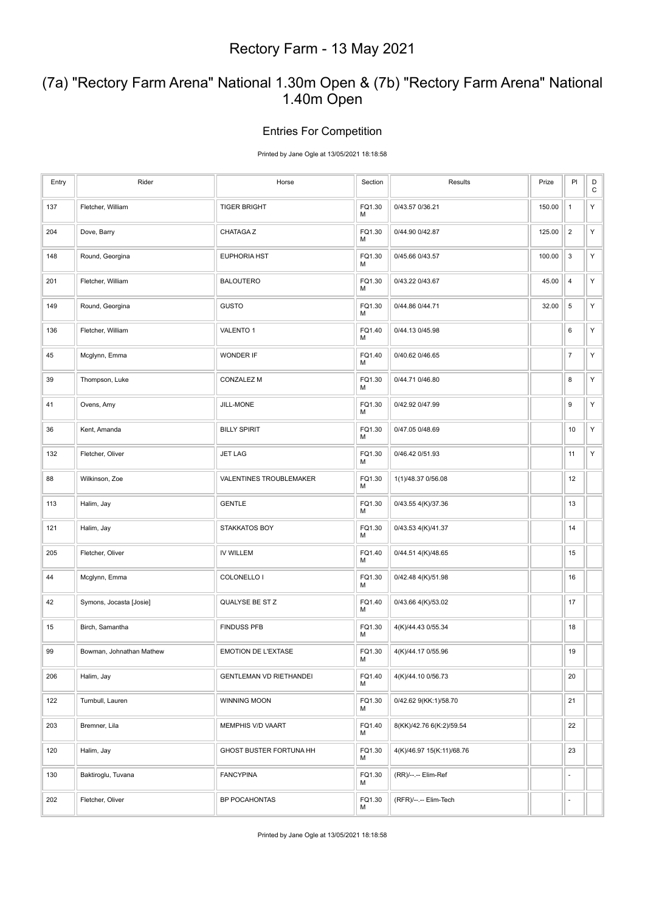# Rectory Farm - 13 May 2021

## (7a) "Rectory Farm Arena" National 1.30m Open & (7b) "Rectory Farm Arena" National 1.40m Open

### Entries For Competition

Printed by Jane Ogle at 13/05/2021 18:18:58

| Entry | Rider | Horse | Section | Results | Prize | Pl | DC |
|---|---|---|---|---|---|---|---|
| 137 | Fletcher, William | TIGER BRIGHT | FQ1.30M | 0/43.57 0/36.21 | 150.00 | 1 | Y |
| 204 | Dove, Barry | CHATAGA Z | FQ1.30M | 0/44.90 0/42.87 | 125.00 | 2 | Y |
| 148 | Round, Georgina | EUPHORIA HST | FQ1.30M | 0/45.66 0/43.57 | 100.00 | 3 | Y |
| 201 | Fletcher, William | BALOUTERO | FQ1.30M | 0/43.22 0/43.67 | 45.00 | 4 | Y |
| 149 | Round, Georgina | GUSTO | FQ1.30M | 0/44.86 0/44.71 | 32.00 | 5 | Y |
| 136 | Fletcher, William | VALENTO 1 | FQ1.40M | 0/44.13 0/45.98 | | 6 | Y |
| 45 | Mcglynn, Emma | WONDER IF | FQ1.40M | 0/40.62 0/46.65 | | 7 | Y |
| 39 | Thompson, Luke | CONZALEZ M | FQ1.30M | 0/44.71 0/46.80 | | 8 | Y |
| 41 | Ovens, Amy | JILL-MONE | FQ1.30M | 0/42.92 0/47.99 | | 9 | Y |
| 36 | Kent, Amanda | BILLY SPIRIT | FQ1.30M | 0/47.05 0/48.69 | | 10 | Y |
| 132 | Fletcher, Oliver | JET LAG | FQ1.30M | 0/46.42 0/51.93 | | 11 | Y |
| 88 | Wilkinson, Zoe | VALENTINES TROUBLEMAKER | FQ1.30M | 1(1)/48.37 0/56.08 | | 12 | |
| 113 | Halim, Jay | GENTLE | FQ1.30M | 0/43.55 4(K)/37.36 | | 13 | |
| 121 | Halim, Jay | STAKKATOS BOY | FQ1.30M | 0/43.53 4(K)/41.37 | | 14 | |
| 205 | Fletcher, Oliver | IV WILLEM | FQ1.40M | 0/44.51 4(K)/48.65 | | 15 | |
| 44 | Mcglynn, Emma | COLONELLO I | FQ1.30M | 0/42.48 4(K)/51.98 | | 16 | |
| 42 | Symons, Jocasta [Josie] | QUALYSE BE ST Z | FQ1.40M | 0/43.66 4(K)/53.02 | | 17 | |
| 15 | Birch, Samantha | FINDUSS PFB | FQ1.30M | 4(K)/44.43 0/55.34 | | 18 | |
| 99 | Bowman, Johnathan Mathew | EMOTION DE L'EXTASE | FQ1.30M | 4(K)/44.17 0/55.96 | | 19 | |
| 206 | Halim, Jay | GENTLEMAN VD RIETHANDEI | FQ1.40M | 4(K)/44.10 0/56.73 | | 20 | |
| 122 | Turnbull, Lauren | WINNING MOON | FQ1.30M | 0/42.62 9(KK:1)/58.70 | | 21 | |
| 203 | Bremner, Lila | MEMPHIS V/D VAART | FQ1.40M | 8(KK)/42.76 6(K:2)/59.54 | | 22 | |
| 120 | Halim, Jay | GHOST BUSTER FORTUNA HH | FQ1.30M | 4(K)/46.97 15(K:11)/68.76 | | 23 | |
| 130 | Baktiroglu, Tuvana | FANCYPINA | FQ1.30M | (RR)/--.-- Elim-Ref | | - | |
| 202 | Fletcher, Oliver | BP POCAHONTAS | FQ1.30M | (RFR)/--.-- Elim-Tech | | - | |

Printed by Jane Ogle at 13/05/2021 18:18:58